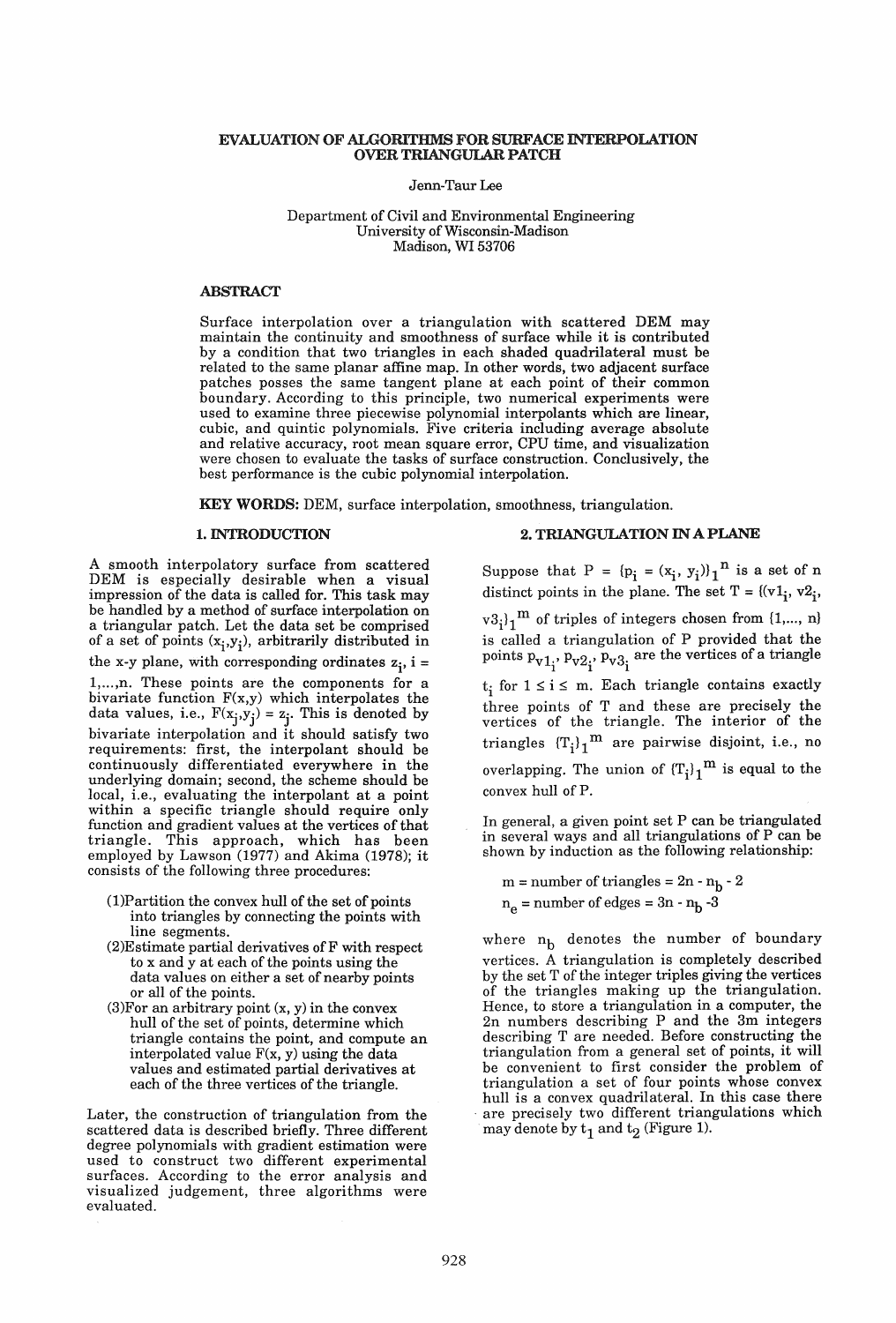# EVALUATION OF ALGORITHMS FOR SURFACE INTERPOLATION OVER TRIANGULAR PATCH

Jenn-Taur Lee

Department of Civil and Environmental Engineering
University of Wisconsin-Madison
Madison, WI 53706

## ABSTRACT

Surface interpolation over a triangulation with scattered DEM may maintain the continuity and smoothness of surface while it is contributed by a condition that two triangles in each shaded quadrilateral must be related to the same planar affine map. In other words, two adjacent surface patches posses the same tangent plane at each point of their common boundary. According to this principle, two numerical experiments were used to examine three piecewise polynomial interpolants which are linear, cubic, and quintic polynomials. Five criteria including average absolute and relative accuracy, root mean square error, CPU time, and visualization were chosen to evaluate the tasks of surface construction. Conclusively, the best performance is the cubic polynomial interpolation.

**KEY WORDS:** DEM, surface interpolation, smoothness, triangulation.

## 1. INTRODUCTION

A smooth interpolatory surface from scattered DEM is especially desirable when a visual impression of the data is called for. This task may be handled by a method of surface interpolation on a triangular patch. Let the data set be comprised of a set of points $(x_i, y_i)$, arbitrarily distributed in the x-y plane, with corresponding ordinates $z_i$, $i = 1,...,n$. These points are the components for a bivariate function $F(x,y)$ which interpolates the data values, i.e., $F(x_j,y_j) = z_j$. This is denoted by bivariate interpolation and it should satisfy two requirements: first, the interpolant should be continuously differentiated everywhere in the underlying domain; second, the scheme should be local, i.e., evaluating the interpolant at a point within a specific triangle should require only function and gradient values at the vertices of that triangle. This approach, which has been employed by Lawson (1977) and Akima (1978); it consists of the following three procedures:

(1)Partition the convex hull of the set of points into triangles by connecting the points with line segments.
(2)Estimate partial derivatives of F with respect to x and y at each of the points using the data values on either a set of nearby points or all of the points.
(3)For an arbitrary point (x, y) in the convex hull of the set of points, determine which triangle contains the point, and compute an interpolated value F(x, y) using the data values and estimated partial derivatives at each of the three vertices of the triangle.

Later, the construction of triangulation from the scattered data is described briefly. Three different degree polynomials with gradient estimation were used to construct two different experimental surfaces. According to the error analysis and visualized judgement, three algorithms were evaluated.

## 2. TRIANGULATION IN A PLANE

Suppose that $P = \{p_i = (x_i, y_i)\}_1^n$ is a set of n distinct points in the plane. The set $T = \{(v1_i, v2_i, v3_i)\}_1^m$ of triples of integers chosen from {1,..., n} is called a triangulation of P provided that the points $p_{v1_i}, p_{v2_i}, p_{v3_i}$ are the vertices of a triangle $t_i$ for $1 \leq i \leq m$. Each triangle contains exactly three points of T and these are precisely the vertices of the triangle. The interior of the triangles $\{T_i\}_1^m$ are pairwise disjoint, i.e., no overlapping. The union of $\{T_i\}_1^m$ is equal to the convex hull of P.

In general, a given point set P can be triangulated in several ways and all triangulations of P can be shown by induction as the following relationship:

$$m = \text{number of triangles} = 2n - n_b - 2$$
$$n_e = \text{number of edges} = 3n - n_b - 3$$

where $n_b$ denotes the number of boundary vertices. A triangulation is completely described by the set T of the integer triples giving the vertices of the triangles making up the triangulation. Hence, to store a triangulation in a computer, the 2n numbers describing P and the 3m integers describing T are needed. Before constructing the triangulation from a general set of points, it will be convenient to first consider the problem of triangulation a set of four points whose convex hull is a convex quadrilateral. In this case there are precisely two different triangulations which may denote by $t_1$ and $t_2$ (Figure 1).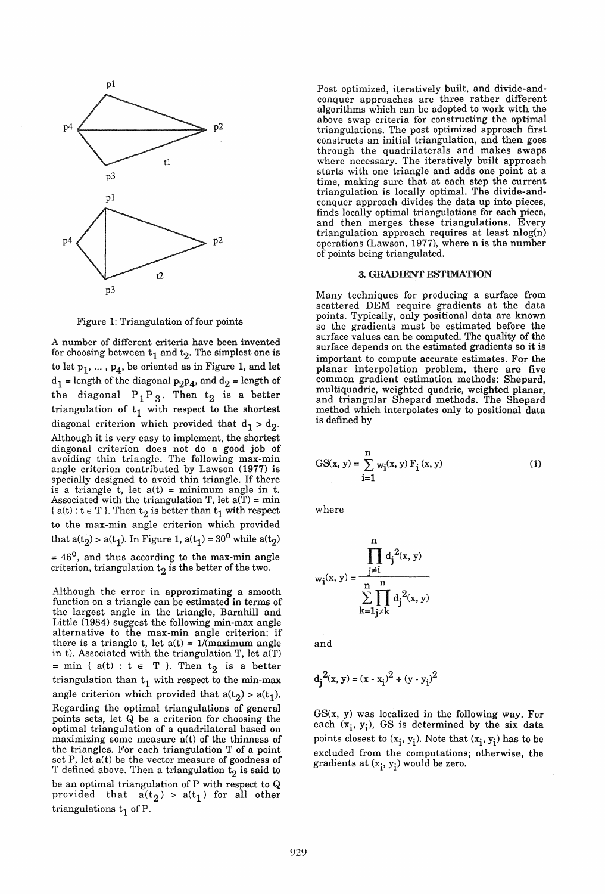Figure 1: Triangulation of four points

A number of different criteria have been invented for choosing between $t_1$ and $t_2$. The simplest one is to let $p_1, \ldots, p_4$, be oriented as in Figure 1, and let $d_1$ = length of the diagonal $p_2p_4$, and $d_2$ = length of the diagonal $P_1P_3$. Then $t_2$ is a better triangulation of $t_1$ with respect to the shortest diagonal criterion which provided that $d_1 > d_2$. Although it is very easy to implement, the shortest diagonal criterion does not do a good job of avoiding thin triangle. The following max-min angle criterion contributed by Lawson (1977) is specially designed to avoid thin triangle. If there is a triangle t, let a(t) = minimum angle in t. Associated with the triangulation T, let $a(T) = \min \{ a(t) : t \in T \}$. Then $t_2$ is better than $t_1$ with respect to the max-min angle criterion which provided that $a(t_2) > a(t_1)$. In Figure 1, $a(t_1) = 30^0$ while $a(t_2) = 46^0$, and thus according to the max-min angle criterion, triangulation $t_2$ is the better of the two.

Although the error in approximating a smooth function on a triangle can be estimated in terms of the largest angle in the triangle, Barnhill and Little (1984) suggest the following min-max angle alternative to the max-min angle criterion: if there is a triangle t, let a(t) = 1/(maximum angle in t). Associated with the triangulation T, let $a(T) = \min \{ a(t) : t \in T \}$. Then $t_2$ is a better triangulation than $t_1$ with respect to the min-max angle criterion which provided that $a(t_2) > a(t_1)$. Regarding the optimal triangulations of general points sets, let Q be a criterion for choosing the optimal triangulation of a quadrilateral based on maximizing some measure a(t) of the thinness of the triangles. For each triangulation T of a point set P, let a(t) be the vector measure of goodness of T defined above. Then a triangulation $t_2$ is said to be an optimal triangulation of P with respect to Q provided that $a(t_2) > a(t_1)$ for all other triangulations $t_1$ of P.

Post optimized, iteratively built, and divide-and-conquer approaches are three rather different algorithms which can be adopted to work with the above swap criteria for constructing the optimal triangulations. The post optimized approach first constructs an initial triangulation, and then goes through the quadrilaterals and makes swaps where necessary. The iteratively built approach starts with one triangle and adds one point at a time, making sure that at each step the current triangulation is locally optimal. The divide-and-conquer approach divides the data up into pieces, finds locally optimal triangulations for each piece, and then merges these triangulations. Every triangulation approach requires at least nlog(n) operations (Lawson, 1977), where n is the number of points being triangulated.

## 3. GRADIENT ESTIMATION

Many techniques for producing a surface from scattered DEM require gradients at the data points. Typically, only positional data are known so the gradients must be estimated before the surface values can be computed. The quality of the surface depends on the estimated gradients so it is important to compute accurate estimates. For the planar interpolation problem, there are five common gradient estimation methods: Shepard, multiquadric, weighted quadric, weighted planar, and triangular Shepard methods. The Shepard method which interpolates only to positional data is defined by

$$GS(x, y) = \sum_{i=1}^{n} w_i(x, y) F_i(x, y) \qquad (1)$$

where

$$w_i(x, y) = \frac{\prod_{j \neq i}^{n} d_j^2(x, y)}{\sum_{k=1}^{n} \prod_{j \neq k}^{n} d_j^2(x, y)}$$

and

$$d_j^2(x, y) = (x - x_i)^2 + (y - y_i)^2$$

GS(x, y) was localized in the following way. For each $(x_i, y_i)$, GS is determined by the six data points closest to $(x_i, y_i)$. Note that $(x_i, y_i)$ has to be excluded from the computations; otherwise, the gradients at $(x_i, y_i)$ would be zero.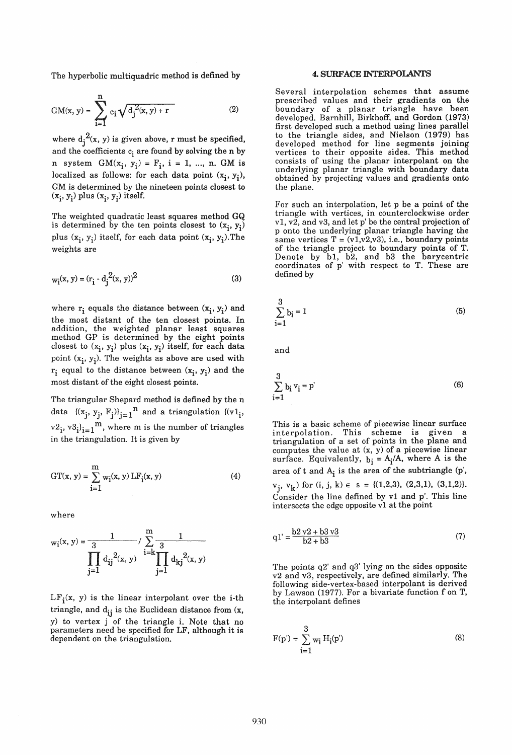The hyperbolic multiquadric method is defined by

$$GM(x, y) = \sum_{i=1}^{n} c_i \sqrt{d_j^2(x, y) + r} \tag{2}$$

where $d_j^2(x, y)$ is given above, r must be specified, and the coefficients $c_i$ are found by solving the n by n system $GM(x_i, y_i) = F_i$, i = 1, ..., n. GM is localized as follows: for each data point $(x_i, y_i)$, GM is determined by the nineteen points closest to $(x_i, y_i)$ plus $(x_i, y_i)$ itself.

The weighted quadratic least squares method GQ is determined by the ten points closest to $(x_i, y_i)$ plus $(x_i, y_i)$ itself, for each data point $(x_i, y_i)$. The weights are

$$w_i(x, y) = (r_i - d_j^2(x, y))^2 \tag{3}$$

where $r_i$ equals the distance between $(x_i, y_i)$ and the most distant of the ten closest points. In addition, the weighted planar least squares method GP is determined by the eight points closest to $(x_i, y_i)$ plus $(x_i, y_i)$ itself, for each data point $(x_i, y_i)$. The weights as above are used with $r_i$ equal to the distance between $(x_i, y_i)$ and the most distant of the eight closest points.

The triangular Shepard method is defined by the n data $\{(x_j, y_j, F_j)\}_{j=1}^{n}$ and a triangulation $\{(v1_i, v2_i, v3_i\}_{i=1}^{m}$, where m is the number of triangles in the triangulation. It is given by

$$GT(x, y) = \sum_{i=1}^{m} w_i(x, y)\, LF_i(x, y) \tag{4}$$

where

$$w_i(x, y) = \frac{1}{\prod_{j=1}^{3} d_{ij}^2(x, y)} \Big/ \sum_{i=k}^{m} \frac{1}{\prod_{j=1}^{3} d_{kj}^2(x, y)}$$

$LF_i(x, y)$ is the linear interpolant over the i-th triangle, and $d_{ij}$ is the Euclidean distance from (x, y) to vertex j of the triangle i. Note that no parameters need be specified for LF, although it is dependent on the triangulation.

## 4. SURFACE INTERPOLANTS

Several interpolation schemes that assume prescribed values and their gradients on the boundary of a planar triangle have been developed. Barnhill, Birkhoff, and Gordon (1973) first developed such a method using lines parallel to the triangle sides, and Nielson (1979) has developed method for line segments joining vertices to their opposite sides. This method consists of using the planar interpolant on the underlying planar triangle with boundary data obtained by projecting values and gradients onto the plane.

For such an interpolation, let p be a point of the triangle with vertices, in counterclockwise order v1, v2, and v3, and let p' be the central projection of p onto the underlying planar triangle having the same vertices T = (v1,v2,v3), i.e., boundary points of the triangle project to boundary points of T. Denote by b1, b2, and b3 the barycentric coordinates of p' with respect to T. These are defined by

$$\sum_{i=1}^{3} b_i = 1 \tag{5}$$

and

$$\sum_{i=1}^{3} b_i\, v_i = p' \tag{6}$$

This is a basic scheme of piecewise linear surface interpolation. This scheme is given a triangulation of a set of points in the plane and computes the value at (x, y) of a piecewise linear surface. Equivalently, $b_i = A_i/A$, where A is the area of t and $A_i$ is the area of the subtriangle (p', $v_j$, $v_k$) for (i, j, k) ∈ s = {(1,2,3), (2,3,1), (3,1,2)}. Consider the line defined by v1 and p'. This line intersects the edge opposite v1 at the point

$$q1' = \frac{b2\, v2 + b3\, v3}{b2 + b3} \tag{7}$$

The points q2' and q3' lying on the sides opposite v2 and v3, respectively, are defined similarly. The following side-vertex-based interpolant is derived by Lawson (1977). For a bivariate function f on T, the interpolant defines

$$F(p') = \sum_{i=1}^{3} w_i\, H_i(p') \tag{8}$$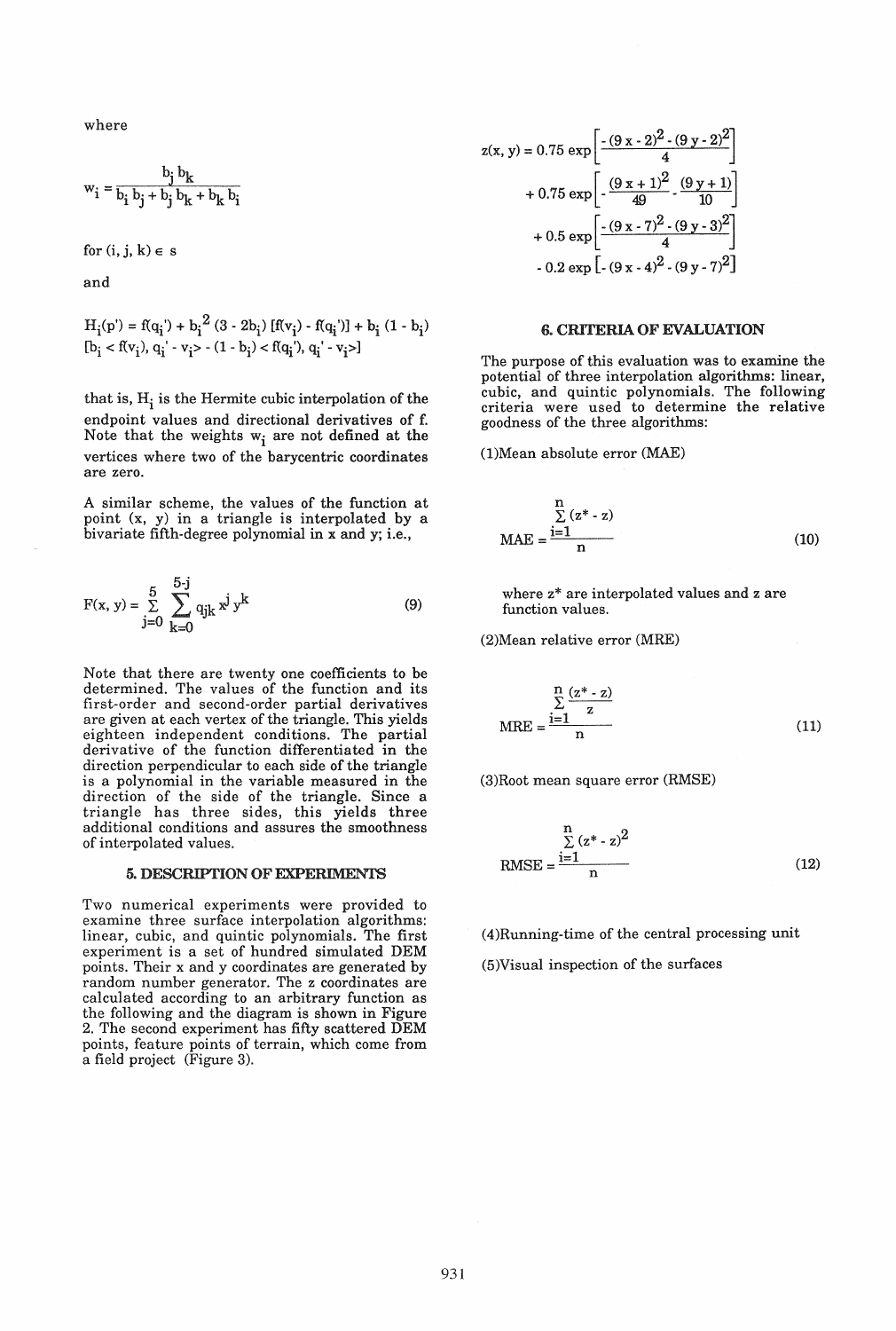where

$$w_i = \frac{b_j b_k}{b_i b_j + b_j b_k + b_k b_i}$$

for $(i, j, k) \in s$

and

$$H_i(p') = f(q_i') + b_i^2 (3 - 2b_i) [f(v_i) - f(q_i')] + b_i (1 - b_i) [b_i < f(v_i), q_i' - v_i> - (1 - b_i) < f(q_i'), q_i' - v_i>]$$

that is, $H_i$ is the Hermite cubic interpolation of the endpoint values and directional derivatives of f. Note that the weights $w_i$ are not defined at the vertices where two of the barycentric coordinates are zero.

A similar scheme, the values of the function at point (x, y) in a triangle is interpolated by a bivariate fifth-degree polynomial in x and y; i.e.,

$$F(x, y) = \sum_{j=0}^{5} \sum_{k=0}^{5-j} q_{jk} x^j y^k \tag{9}$$

Note that there are twenty one coefficients to be determined. The values of the function and its first-order and second-order partial derivatives are given at each vertex of the triangle. This yields eighteen independent conditions. The partial derivative of the function differentiated in the direction perpendicular to each side of the triangle is a polynomial in the variable measured in the direction of the side of the triangle. Since a triangle has three sides, this yields three additional conditions and assures the smoothness of interpolated values.

## 5. DESCRIPTION OF EXPERIMENTS

Two numerical experiments were provided to examine three surface interpolation algorithms: linear, cubic, and quintic polynomials. The first experiment is a set of hundred simulated DEM points. Their x and y coordinates are generated by random number generator. The z coordinates are calculated according to an arbitrary function as the following and the diagram is shown in Figure 2. The second experiment has fifty scattered DEM points, feature points of terrain, which come from a field project (Figure 3).

$$\begin{aligned} z(x, y) = &\ 0.75 \exp\left[\frac{-(9x-2)^2 - (9y-2)^2}{4}\right] \\ &+ 0.75 \exp\left[-\frac{(9x+1)^2}{49} - \frac{(9y+1)}{10}\right] \\ &+ 0.5 \exp\left[\frac{-(9x-7)^2 - (9y-3)^2}{4}\right] \\ &- 0.2 \exp\left[-(9x-4)^2 - (9y-7)^2\right] \end{aligned}$$

## 6. CRITERIA OF EVALUATION

The purpose of this evaluation was to examine the potential of three interpolation algorithms: linear, cubic, and quintic polynomials. The following criteria were used to determine the relative goodness of the three algorithms:

(1)Mean absolute error (MAE)

$$MAE = \frac{\sum_{i=1}^{n} (z^* - z)}{n} \tag{10}$$

where z* are interpolated values and z are function values.

(2)Mean relative error (MRE)

$$MRE = \frac{\sum_{i=1}^{n} \frac{(z^* - z)}{z}}{n} \tag{11}$$

(3)Root mean square error (RMSE)

$$RMSE = \frac{\sum_{i=1}^{n} (z^* - z)^2}{n} \tag{12}$$

(4)Running-time of the central processing unit

(5)Visual inspection of the surfaces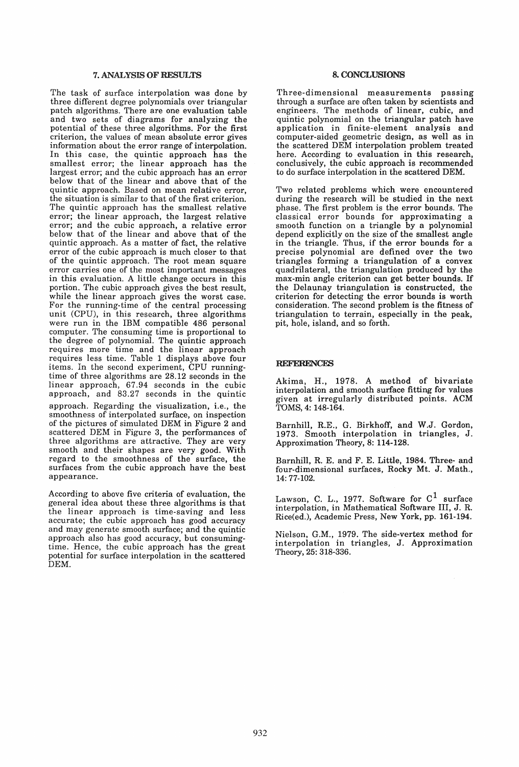## 7. ANALYSIS OF RESULTS

The task of surface interpolation was done by three different degree polynomials over triangular patch algorithms. There are one evaluation table and two sets of diagrams for analyzing the potential of these three algorithms. For the first criterion, the values of mean absolute error gives information about the error range of interpolation. In this case, the quintic approach has the smallest error; the linear approach has the largest error; and the cubic approach has an error below that of the linear and above that of the quintic approach. Based on mean relative error, the situation is similar to that of the first criterion. The quintic approach has the smallest relative error; the linear approach, the largest relative error; and the cubic approach, a relative error below that of the linear and above that of the quintic approach. As a matter of fact, the relative error of the cubic approach is much closer to that of the quintic approach. The root mean square error carries one of the most important messages in this evaluation. A little change occurs in this portion. The cubic approach gives the best result, while the linear approach gives the worst case. For the running-time of the central processing unit (CPU), in this research, three algorithms were run in the IBM compatible 486 personal computer. The consuming time is proportional to the degree of polynomial. The quintic approach requires more time and the linear approach requires less time. Table 1 displays above four items. In the second experiment, CPU running-time of three algorithms are 28.12 seconds in the linear approach, 67.94 seconds in the cubic approach, and 83.27 seconds in the quintic approach. Regarding the visualization, i.e., the smoothness of interpolated surface, on inspection of the pictures of simulated DEM in Figure 2 and scattered DEM in Figure 3, the performances of three algorithms are attractive. They are very smooth and their shapes are very good. With regard to the smoothness of the surface, the surfaces from the cubic approach have the best appearance.

According to above five criteria of evaluation, the general idea about these three algorithms is that the linear approach is time-saving and less accurate; the cubic approach has good accuracy and may generate smooth surface; and the quintic approach also has good accuracy, but consuming-time. Hence, the cubic approach has the great potential for surface interpolation in the scattered DEM.

## 8. CONCLUSIONS

Three-dimensional measurements passing through a surface are often taken by scientists and engineers. The methods of linear, cubic, and quintic polynomial on the triangular patch have application in finite-element analysis and computer-aided geometric design, as well as in the scattered DEM interpolation problem treated here. According to evaluation in this research, conclusively, the cubic approach is recommended to do surface interpolation in the scattered DEM.

Two related problems which were encountered during the research will be studied in the next phase. The first problem is the error bounds. The classical error bounds for approximating a smooth function on a triangle by a polynomial depend explicitly on the size of the smallest angle in the triangle. Thus, if the error bounds for a precise polynomial are defined over the two triangles forming a triangulation of a convex quadrilateral, the triangulation produced by the max-min angle criterion can get better bounds. If the Delaunay triangulation is constructed, the criterion for detecting the error bounds is worth consideration. The second problem is the fitness of triangulation to terrain, especially in the peak, pit, hole, island, and so forth.

## REFERENCES

Akima, H., 1978. A method of bivariate interpolation and smooth surface fitting for values given at irregularly distributed points. ACM TOMS, 4: 148-164.

Barnhill, R.E., G. Birkhoff, and W.J. Gordon, 1973. Smooth interpolation in triangles, J. Approximation Theory, 8: 114-128.

Barnhill, R. E. and F. E. Little, 1984. Three- and four-dimensional surfaces, Rocky Mt. J. Math., 14: 77-102.

Lawson, C. L., 1977. Software for $C^1$ surface interpolation, in Mathematical Software III, J. R. Rice(ed.), Academic Press, New York, pp. 161-194.

Nielson, G.M., 1979. The side-vertex method for interpolation in triangles, J. Approximation Theory, 25: 318-336.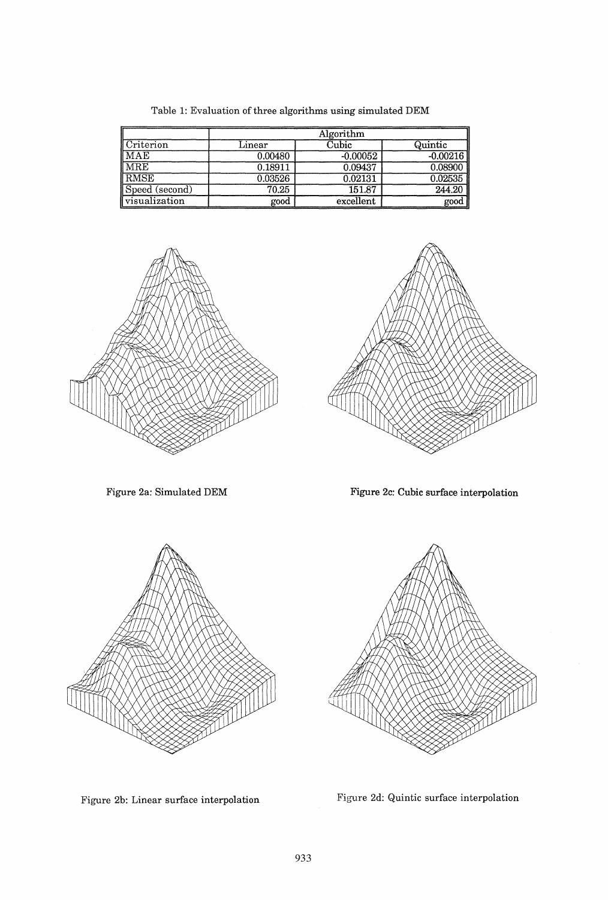Table 1: Evaluation of three algorithms using simulated DEM

| Criterion | Algorithm | | |
|---|---|---|---|
| | Linear | Cubic | Quintic |
| MAE | 0.00480 | -0.00052 | -0.00216 |
| MRE | 0.18911 | 0.09437 | 0.08900 |
| RMSE | 0.03526 | 0.02131 | 0.02535 |
| Speed (second) | 70.25 | 151.87 | 244.20 |
| visualization | good | excellent | good |

Figure 2a: Simulated DEM

Figure 2c: Cubic surface interpolation

Figure 2b: Linear surface interpolation

Figure 2d: Quintic surface interpolation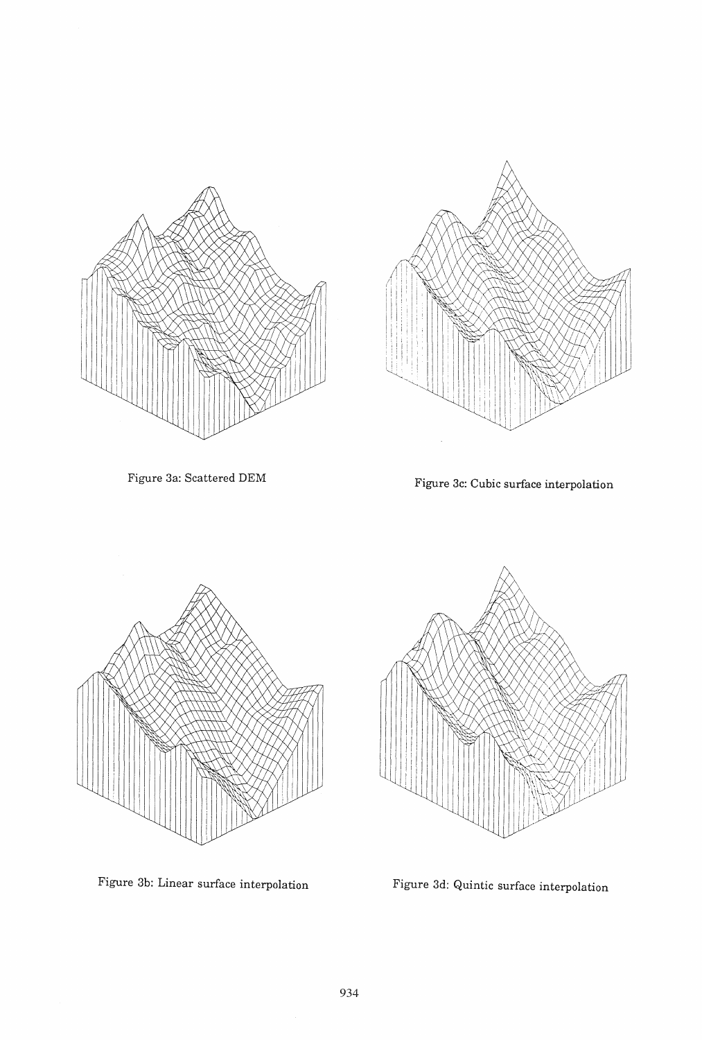Figure 3a: Scattered DEM

Figure 3c: Cubic surface interpolation

Figure 3b: Linear surface interpolation

Figure 3d: Quintic surface interpolation